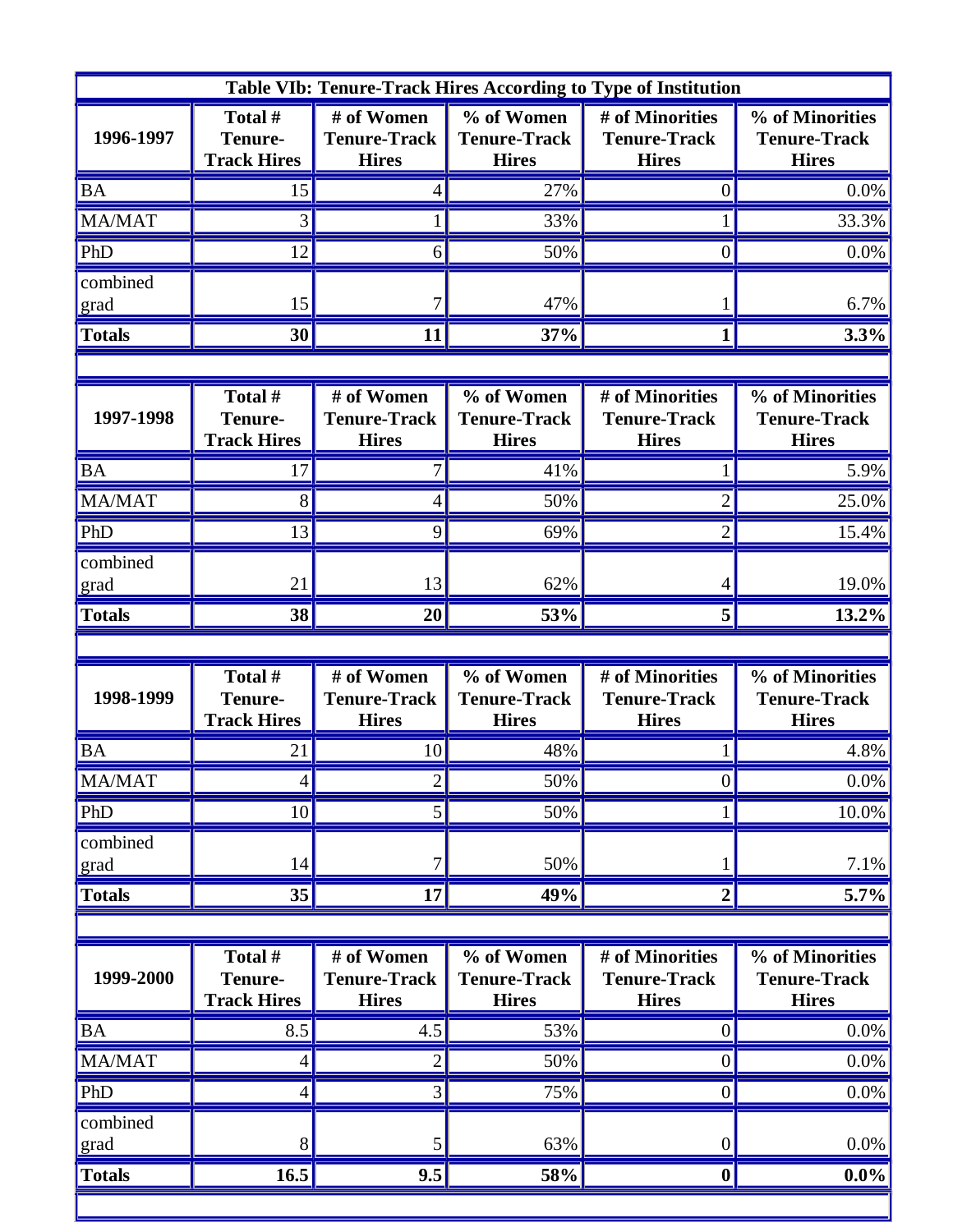| Table VIb: Tenure-Track Hires According to Type of Institution | | | | | |
|---|---|---|---|---|---|
| **1996-1997** | **Total # Tenure-Track Hires** | **# of Women Tenure-Track Hires** | **% of Women Tenure-Track Hires** | **# of Minorities Tenure-Track Hires** | **% of Minorities Tenure-Track Hires** |
| BA | 15 | 4 | 27% | 0 | 0.0% |
| MA/MAT | 3 | 1 | 33% | 1 | 33.3% |
| PhD | 12 | 6 | 50% | 0 | 0.0% |
| combined grad | 15 | 7 | 47% | 1 | 6.7% |
| **Totals** | **30** | **11** | **37%** | **1** | **3.3%** |
| | | | | | |
| **1997-1998** | **Total # Tenure-Track Hires** | **# of Women Tenure-Track Hires** | **% of Women Tenure-Track Hires** | **# of Minorities Tenure-Track Hires** | **% of Minorities Tenure-Track Hires** |
| BA | 17 | 7 | 41% | 1 | 5.9% |
| MA/MAT | 8 | 4 | 50% | 2 | 25.0% |
| PhD | 13 | 9 | 69% | 2 | 15.4% |
| combined grad | 21 | 13 | 62% | 4 | 19.0% |
| **Totals** | **38** | **20** | **53%** | **5** | **13.2%** |
| | | | | | |
| **1998-1999** | **Total # Tenure-Track Hires** | **# of Women Tenure-Track Hires** | **% of Women Tenure-Track Hires** | **# of Minorities Tenure-Track Hires** | **% of Minorities Tenure-Track Hires** |
| BA | 21 | 10 | 48% | 1 | 4.8% |
| MA/MAT | 4 | 2 | 50% | 0 | 0.0% |
| PhD | 10 | 5 | 50% | 1 | 10.0% |
| combined grad | 14 | 7 | 50% | 1 | 7.1% |
| **Totals** | **35** | **17** | **49%** | **2** | **5.7%** |
| | | | | | |
| **1999-2000** | **Total # Tenure-Track Hires** | **# of Women Tenure-Track Hires** | **% of Women Tenure-Track Hires** | **# of Minorities Tenure-Track Hires** | **% of Minorities Tenure-Track Hires** |
| BA | 8.5 | 4.5 | 53% | 0 | 0.0% |
| MA/MAT | 4 | 2 | 50% | 0 | 0.0% |
| PhD | 4 | 3 | 75% | 0 | 0.0% |
| combined grad | 8 | 5 | 63% | 0 | 0.0% |
| **Totals** | **16.5** | **9.5** | **58%** | **0** | **0.0%** |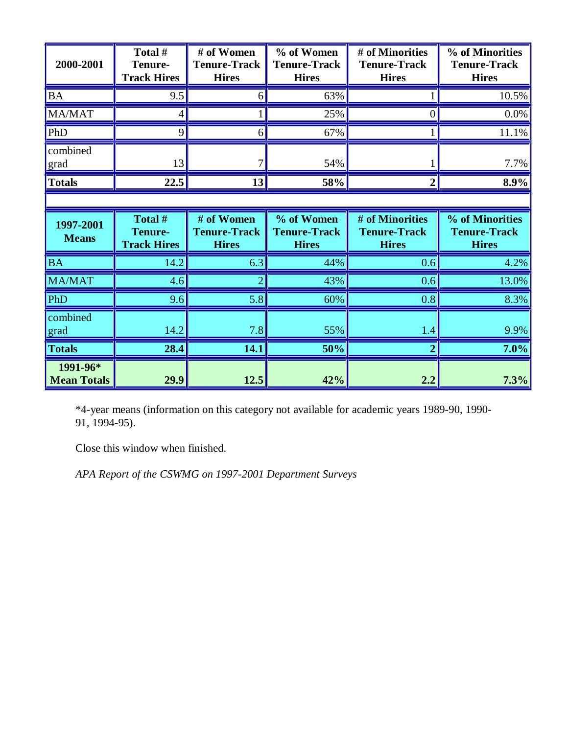| 2000-2001 | Total # Tenure-Track Hires | # of Women Tenure-Track Hires | % of Women Tenure-Track Hires | # of Minorities Tenure-Track Hires | % of Minorities Tenure-Track Hires |
|---|---|---|---|---|---|
| BA | 9.5 | 6 | 63% | 1 | 10.5% |
| MA/MAT | 4 | 1 | 25% | 0 | 0.0% |
| PhD | 9 | 6 | 67% | 1 | 11.1% |
| combined grad | 13 | 7 | 54% | 1 | 7.7% |
| **Totals** | **22.5** | **13** | **58%** | **2** | **8.9%** |
| | | | | | |
| **1997-2001 Means** | **Total # Tenure-Track Hires** | **# of Women Tenure-Track Hires** | **% of Women Tenure-Track Hires** | **# of Minorities Tenure-Track Hires** | **% of Minorities Tenure-Track Hires** |
| BA | 14.2 | 6.3 | 44% | 0.6 | 4.2% |
| MA/MAT | 4.6 | 2 | 43% | 0.6 | 13.0% |
| PhD | 9.6 | 5.8 | 60% | 0.8 | 8.3% |
| combined grad | 14.2 | 7.8 | 55% | 1.4 | 9.9% |
| **Totals** | **28.4** | **14.1** | **50%** | **2** | **7.0%** |
| **1991-96* Mean Totals** | **29.9** | **12.5** | **42%** | **2.2** | **7.3%** |

*4-year means (information on this category not available for academic years 1989-90, 1990-91, 1994-95).

Close this window when finished.

*APA Report of the CSWMG on 1997-2001 Department Surveys*